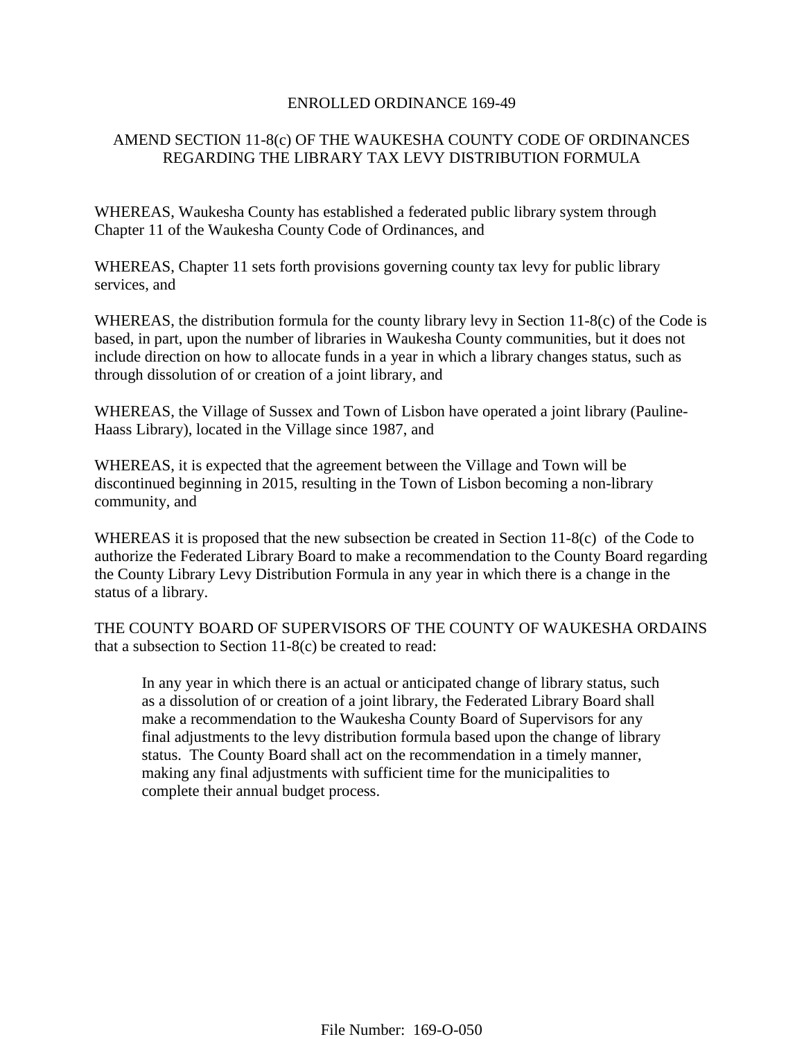# ENROLLED ORDINANCE 169-49

## AMEND SECTION 11-8(c) OF THE WAUKESHA COUNTY CODE OF ORDINANCES REGARDING THE LIBRARY TAX LEVY DISTRIBUTION FORMULA

WHEREAS, Waukesha County has established a federated public library system through Chapter 11 of the Waukesha County Code of Ordinances, and

WHEREAS, Chapter 11 sets forth provisions governing county tax levy for public library services, and

WHEREAS, the distribution formula for the county library levy in Section 11-8(c) of the Code is based, in part, upon the number of libraries in Waukesha County communities, but it does not include direction on how to allocate funds in a year in which a library changes status, such as through dissolution of or creation of a joint library, and

WHEREAS, the Village of Sussex and Town of Lisbon have operated a joint library (Pauline-Haass Library), located in the Village since 1987, and

WHEREAS, it is expected that the agreement between the Village and Town will be discontinued beginning in 2015, resulting in the Town of Lisbon becoming a non-library community, and

WHEREAS it is proposed that the new subsection be created in Section 11-8(c) of the Code to authorize the Federated Library Board to make a recommendation to the County Board regarding the County Library Levy Distribution Formula in any year in which there is a change in the status of a library.

THE COUNTY BOARD OF SUPERVISORS OF THE COUNTY OF WAUKESHA ORDAINS that a subsection to Section 11-8(c) be created to read:

> In any year in which there is an actual or anticipated change of library status, such as a dissolution of or creation of a joint library, the Federated Library Board shall make a recommendation to the Waukesha County Board of Supervisors for any final adjustments to the levy distribution formula based upon the change of library status. The County Board shall act on the recommendation in a timely manner, making any final adjustments with sufficient time for the municipalities to complete their annual budget process.

File Number: 169-O-050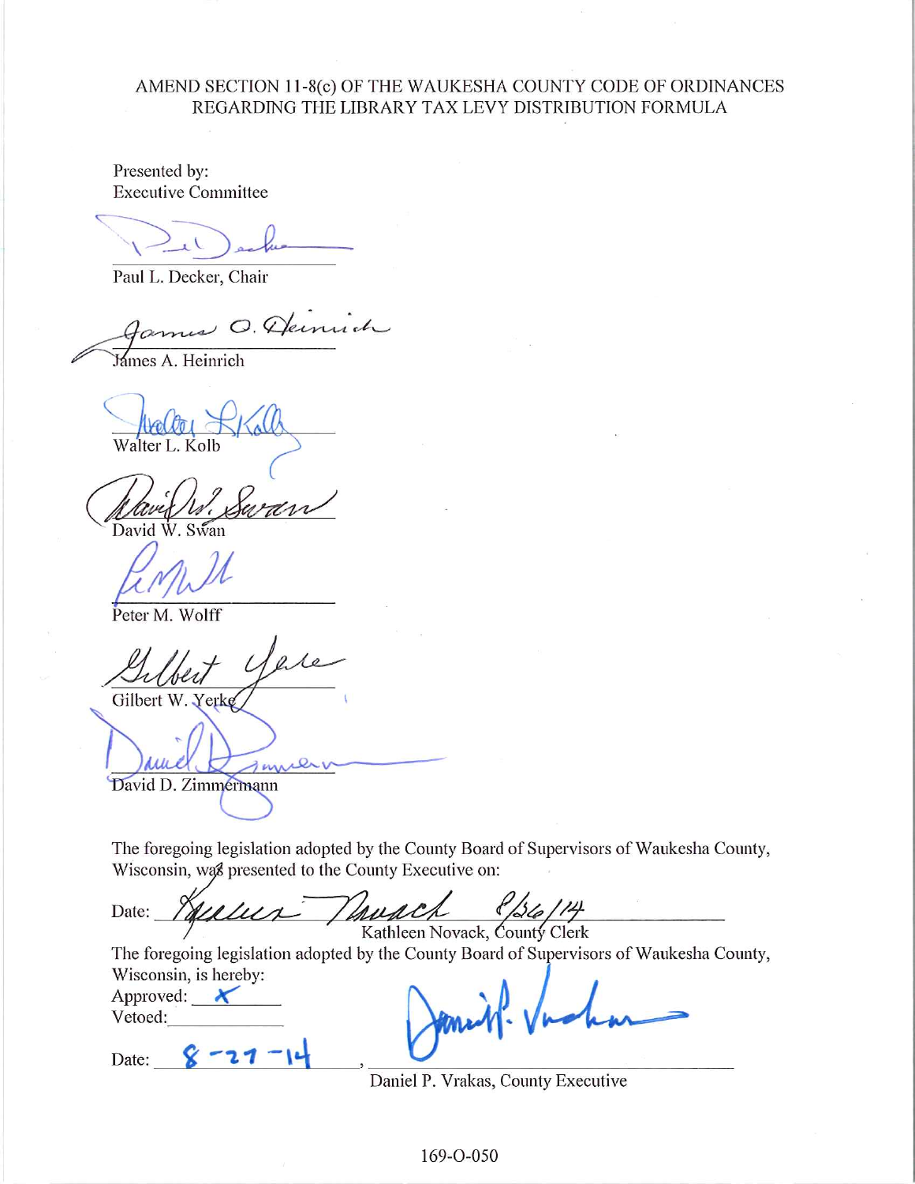AMEND SECTION 11-8(c) OF THE WAUKESHA COUNTY CODE OF ORDINANCES REGARDING THE LIBRARY TAX LEVY DISTRIBUTION FORMULA

Presented by:
Executive Committee

Paul L. Decker, Chair

James A. Heinrich

Walter L. Kolb

David W. Swan

Peter M. Wolff

Gilbert W. Yerke

David D. Zimmermann

The foregoing legislation adopted by the County Board of Supervisors of Waukesha County, Wisconsin, was presented to the County Executive on:

Date: 8/26/14
Kathleen Novack, County Clerk

The foregoing legislation adopted by the County Board of Supervisors of Waukesha County, Wisconsin, is hereby:

Approved: X
Vetoed: \_\_\_\_\_\_\_\_

Date: 8-27-14,
Daniel P. Vrakas, County Executive

169-O-050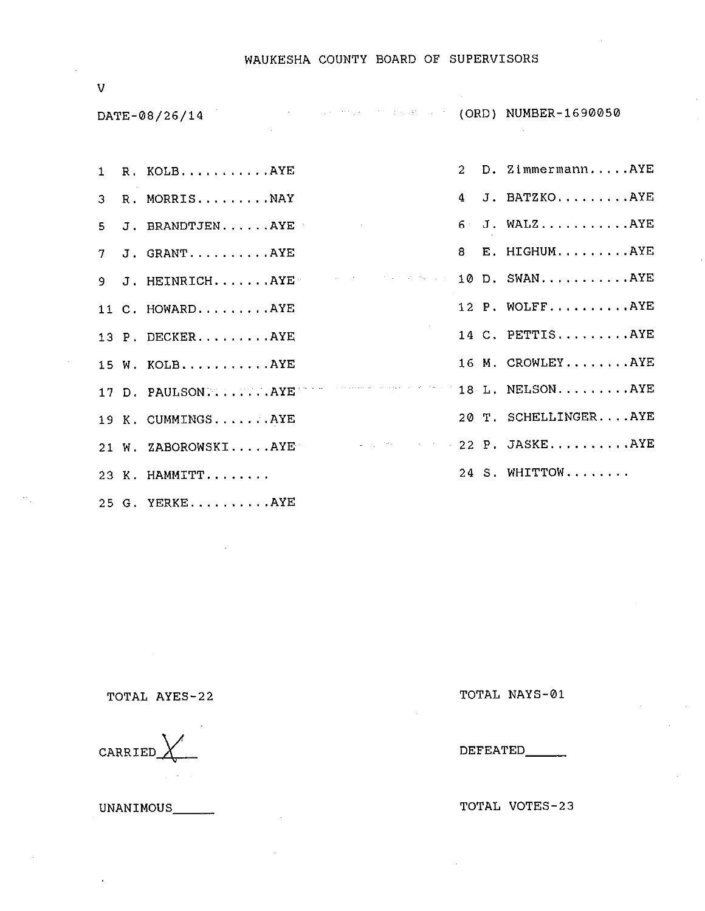# WAUKESHA COUNTY BOARD OF SUPERVISORS

V

DATE-08/26/14 (ORD) NUMBER-1690050

| | | | |
|---|---|---|---|
| 1 | R. KOLB...........AYE | 2 | D. Zimmermann.....AYE |
| 3 | R. MORRIS.........NAY | 4 | J. BATZKO.........AYE |
| 5 | J. BRANDTJEN......AYE | 6 | J. WALZ...........AYE |
| 7 | J. GRANT..........AYE | 8 | E. HIGHUM.........AYE |
| 9 | J. HEINRICH.......AYE | 10 | D. SWAN...........AYE |
| 11 | C. HOWARD.........AYE | 12 | P. WOLFF..........AYE |
| 13 | P. DECKER.........AYE | 14 | C. PETTIS.........AYE |
| 15 | W. KOLB...........AYE | 16 | M. CROWLEY........AYE |
| 17 | D. PAULSON........AYE | 18 | L. NELSON.........AYE |
| 19 | K. CUMMINGS.......AYE | 20 | T. SCHELLINGER....AYE |
| 21 | W. ZABOROWSKI.....AYE | 22 | P. JASKE..........AYE |
| 23 | K. HAMMITT........ | 24 | S. WHITTOW........ |
| 25 | G. YERKE..........AYE | | |

TOTAL AYES-22

TOTAL NAYS-01

CARRIED X

DEFEATED_____

UNANIMOUS_____

TOTAL VOTES-23